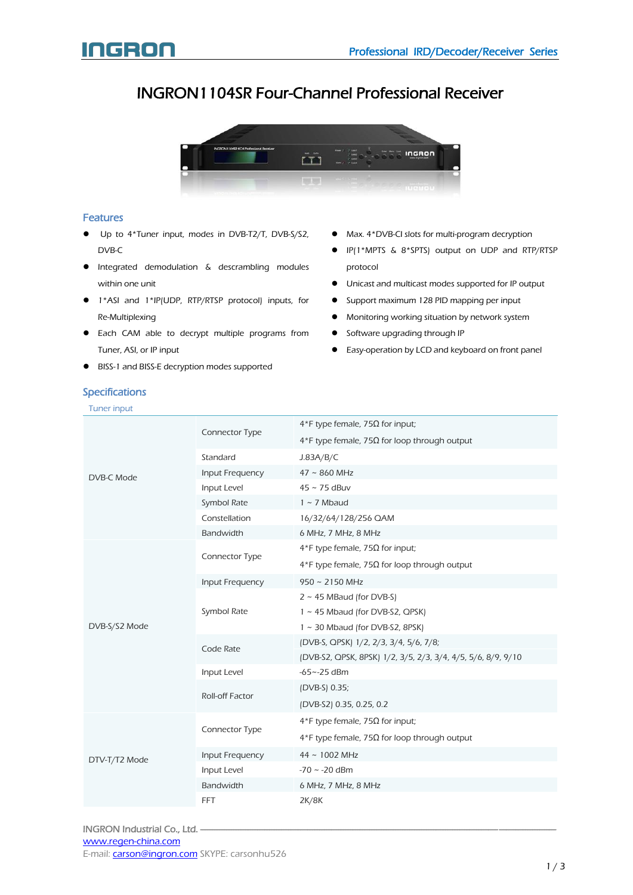# INGRON1104SR Four-Channel Professional Receiver

## Features

- Up to 4*Tuner input, modes in DVB-T2/T, DVB-S/S2, DVB-C
- Integrated demodulation & descrambling modules within one unit
- 1*ASI and 1*IP(UDP, RTP/RTSP protocol) inputs, for Re-Multiplexing
- Each CAM able to decrypt multiple programs from Tuner, ASI, or IP input
- BISS-1 and BISS-E decryption modes supported
- Max. 4*DVB-CI slots for multi-program decryption
- IP(1*MPTS & 8*SPTS) output on UDP and RTP/RTSP protocol
- Unicast and multicast modes supported for IP output
- Support maximum 128 PID mapping per input
- Monitoring working situation by network system
- Software upgrading through IP
- Easy-operation by LCD and keyboard on front panel

## Specifications

### Tuner input

| | | |
|---|---|---|
| DVB-C Mode | Connector Type | 4*F type female, 75Ω for input;<br>4*F type female, 75Ω for loop through output |
| | Standard | J.83A/B/C |
| | Input Frequency | 47 ~ 860 MHz |
| | Input Level | 45 ~ 75 dBuv |
| | Symbol Rate | 1 ~ 7 Mbaud |
| | Constellation | 16/32/64/128/256 QAM |
| | Bandwidth | 6 MHz, 7 MHz, 8 MHz |
| DVB-S/S2 Mode | Connector Type | 4*F type female, 75Ω for input;<br>4*F type female, 75Ω for loop through output |
| | Input Frequency | 950 ~ 2150 MHz |
| | Symbol Rate | 2 ~ 45 MBaud (for DVB-S)<br>1 ~ 45 Mbaud (for DVB-S2, QPSK)<br>1 ~ 30 Mbaud (for DVB-S2, 8PSK) |
| | Code Rate | (DVB-S, QPSK) 1/2, 2/3, 3/4, 5/6, 7/8;<br>(DVB-S2, QPSK, 8PSK) 1/2, 3/5, 2/3, 3/4, 4/5, 5/6, 8/9, 9/10 |
| | Input Level | -65~-25 dBm |
| | Roll-off Factor | (DVB-S) 0.35;<br>(DVB-S2) 0.35, 0.25, 0.2 |
| DTV-T/T2 Mode | Connector Type | 4*F type female, 75Ω for input;<br>4*F type female, 75Ω for loop through output |
| | Input Frequency | 44 ~ 1002 MHz |
| | Input Level | -70 ~ -20 dBm |
| | Bandwidth | 6 MHz, 7 MHz, 8 MHz |
| | FFT | 2K/8K |

INGRON Industrial Co., Ltd.
www.regen-china.com
E-mail: carson@ingron.com SKYPE: carsonhu526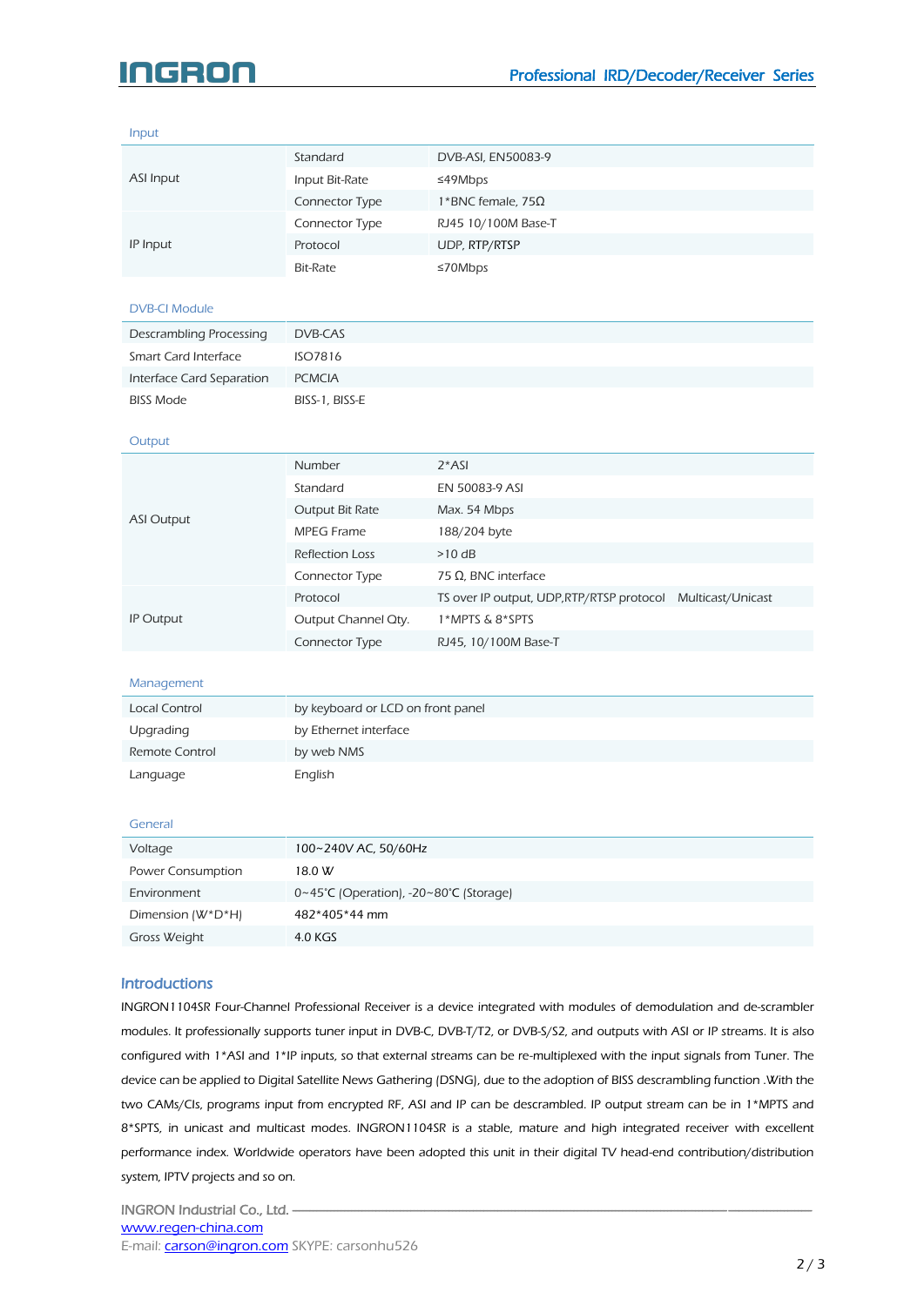### Input

| | | |
|---|---|---|
| ASI Input | Standard | DVB-ASI, EN50083-9 |
| | Input Bit-Rate | ≤49Mbps |
| | Connector Type | 1*BNC female, 75Ω |
| IP Input | Connector Type | RJ45 10/100M Base-T |
| | Protocol | UDP, RTP/RTSP |
| | Bit-Rate | ≤70Mbps |

### DVB-CI Module

| | |
|---|---|
| Descrambling Processing | DVB-CAS |
| Smart Card Interface | ISO7816 |
| Interface Card Separation | PCMCIA |
| BISS Mode | BISS-1, BISS-E |

### Output

| | | |
|---|---|---|
| ASI Output | Number | 2*ASI |
| | Standard | EN 50083-9 ASI |
| | Output Bit Rate | Max. 54 Mbps |
| | MPEG Frame | 188/204 byte |
| | Reflection Loss | >10 dB |
| | Connector Type | 75 Ω, BNC interface |
| IP Output | Protocol | TS over IP output, UDP,RTP/RTSP protocol Multicast/Unicast |
| | Output Channel Qty. | 1*MPTS & 8*SPTS |
| | Connector Type | RJ45, 10/100M Base-T |

### Management

| | |
|---|---|
| Local Control | by keyboard or LCD on front panel |
| Upgrading | by Ethernet interface |
| Remote Control | by web NMS |
| Language | English |

### General

| | |
|---|---|
| Voltage | 100~240V AC, 50/60Hz |
| Power Consumption | 18.0 W |
| Environment | 0~45°C (Operation), -20~80°C (Storage) |
| Dimension (W*D*H) | 482*405*44 mm |
| Gross Weight | 4.0 KGS |

## Introductions

INGRON1104SR Four-Channel Professional Receiver is a device integrated with modules of demodulation and de-scrambler modules. It professionally supports tuner input in DVB-C, DVB-T/T2, or DVB-S/S2, and outputs with ASI or IP streams. It is also configured with 1*ASI and 1*IP inputs, so that external streams can be re-multiplexed with the input signals from Tuner. The device can be applied to Digital Satellite News Gathering (DSNG), due to the adoption of BISS descrambling function .With the two CAMs/CIs, programs input from encrypted RF, ASI and IP can be descrambled. IP output stream can be in 1*MPTS and 8*SPTS, in unicast and multicast modes. INGRON1104SR is a stable, mature and high integrated receiver with excellent performance index. Worldwide operators have been adopted this unit in their digital TV head-end contribution/distribution system, IPTV projects and so on.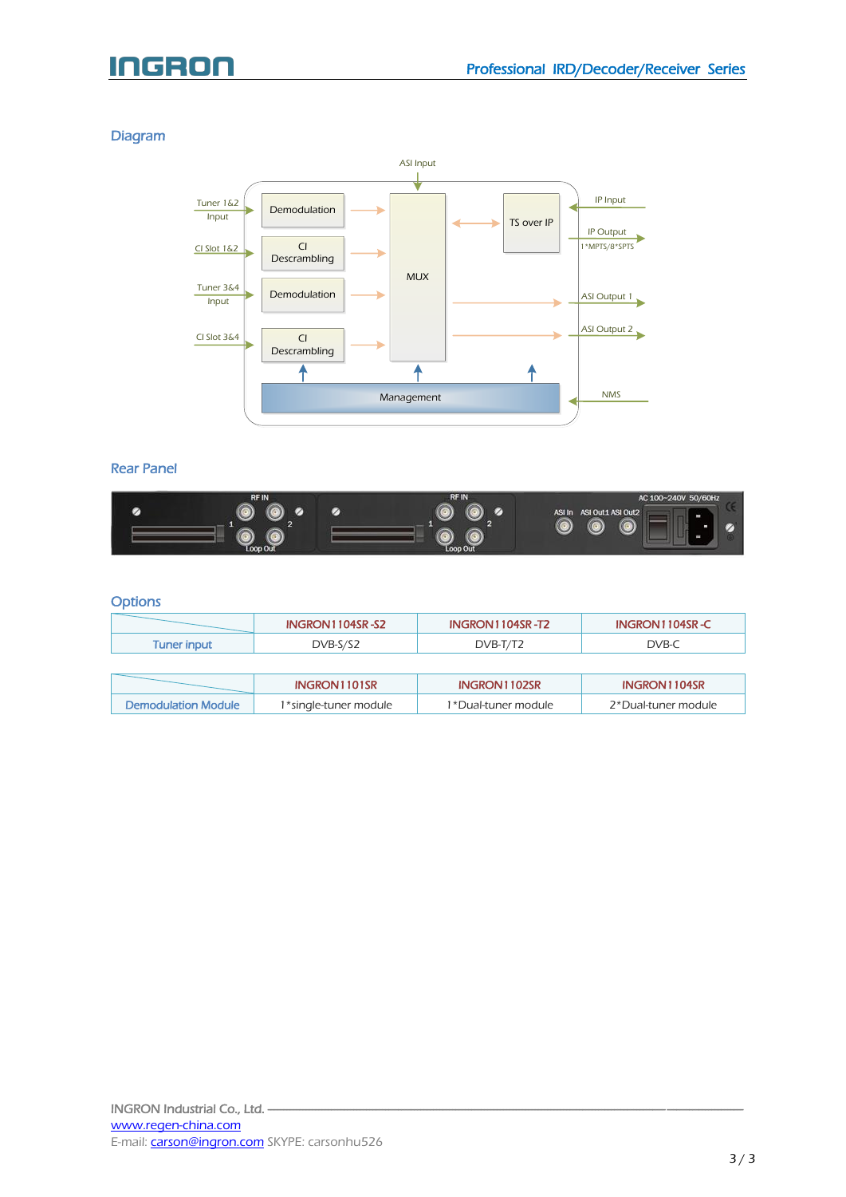## Diagram

ASI Input

Tuner 1&2 Input

CI Slot 1&2

Tuner 3&4 Input

CI Slot 3&4

Demodulation

CI Descrambling

Demodulation

CI Descrambling

MUX

TS over IP

IP Input

IP Output

1*MPTS/8*SPTS

ASI Output 1

ASI Output 2

Management

NMS

## Rear Panel

RF IN

1

2

Loop Out

RF IN

1

2

Loop Out

ASI In

ASI Out1

ASI Out2

AC 100~240V 50/60Hz

## Options

| | INGRON1104SR -S2 | INGRON1104SR -T2 | INGRON1104SR -C |
|---|---|---|---|
| Tuner input | DVB-S/S2 | DVB-T/T2 | DVB-C |

| | INGRON1101SR | INGRON1102SR | INGRON1104SR |
|---|---|---|---|
| Demodulation Module | 1*single-tuner module | 1*Dual-tuner module | 2*Dual-tuner module |

INGRON Industrial Co., Ltd.

www.regen-china.com

E-mail: carson@ingron.com SKYPE: carsonhu526